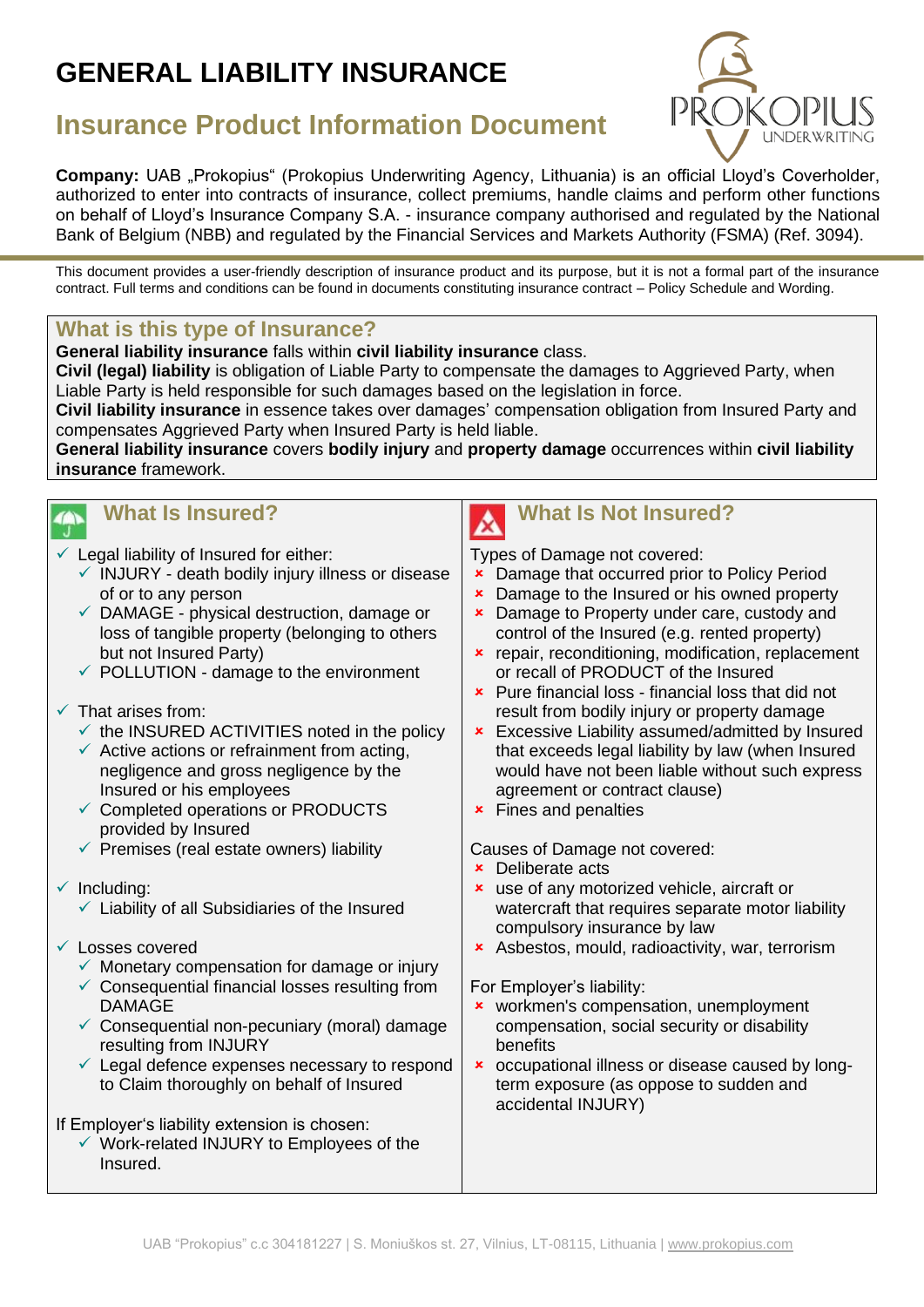# GENERAL LIABILITY INSURANCE

## Insurance Product Information Document

**Company:** UAB „Prokopius" (Prokopius Underwriting Agency, Lithuania) is an official Lloyd's Coverholder, authorized to enter into contracts of insurance, collect premiums, handle claims and perform other functions on behalf of Lloyd's Insurance Company S.A. - insurance company authorised and regulated by the National Bank of Belgium (NBB) and regulated by the Financial Services and Markets Authority (FSMA) (Ref. 3094).

This document provides a user-friendly description of insurance product and its purpose, but it is not a formal part of the insurance contract. Full terms and conditions can be found in documents constituting insurance contract – Policy Schedule and Wording.

### What is this type of Insurance?

**General liability insurance** falls within **civil liability insurance** class.
**Civil (legal) liability** is obligation of Liable Party to compensate the damages to Aggrieved Party, when Liable Party is held responsible for such damages based on the legislation in force.
**Civil liability insurance** in essence takes over damages' compensation obligation from Insured Party and compensates Aggrieved Party when Insured Party is held liable.
**General liability insurance** covers **bodily injury** and **property damage** occurrences within **civil liability insurance** framework.

### What Is Insured?

- ✓ Legal liability of Insured for either:
  - ✓ INJURY - death bodily injury illness or disease of or to any person
  - ✓ DAMAGE - physical destruction, damage or loss of tangible property (belonging to others but not Insured Party)
  - ✓ POLLUTION - damage to the environment
- ✓ That arises from:
  - ✓ the INSURED ACTIVITIES noted in the policy
  - ✓ Active actions or refrainment from acting, negligence and gross negligence by the Insured or his employees
  - ✓ Completed operations or PRODUCTS provided by Insured
  - ✓ Premises (real estate owners) liability
- ✓ Including:
  - ✓ Liability of all Subsidiaries of the Insured
- ✓ Losses covered
  - ✓ Monetary compensation for damage or injury
  - ✓ Consequential financial losses resulting from DAMAGE
  - ✓ Consequential non-pecuniary (moral) damage resulting from INJURY
  - ✓ Legal defence expenses necessary to respond to Claim thoroughly on behalf of Insured

If Employer's liability extension is chosen:

- ✓ Work-related INJURY to Employees of the Insured.

### What Is Not Insured?

Types of Damage not covered:

- × Damage that occurred prior to Policy Period
- × Damage to the Insured or his owned property
- × Damage to Property under care, custody and control of the Insured (e.g. rented property)
- × repair, reconditioning, modification, replacement or recall of PRODUCT of the Insured
- × Pure financial loss - financial loss that did not result from bodily injury or property damage
- × Excessive Liability assumed/admitted by Insured that exceeds legal liability by law (when Insured would have not been liable without such express agreement or contract clause)
- × Fines and penalties

Causes of Damage not covered:

- × Deliberate acts
- × use of any motorized vehicle, aircraft or watercraft that requires separate motor liability compulsory insurance by law
- × Asbestos, mould, radioactivity, war, terrorism

For Employer's liability:

- × workmen's compensation, unemployment compensation, social security or disability benefits
- × occupational illness or disease caused by long-term exposure (as oppose to sudden and accidental INJURY)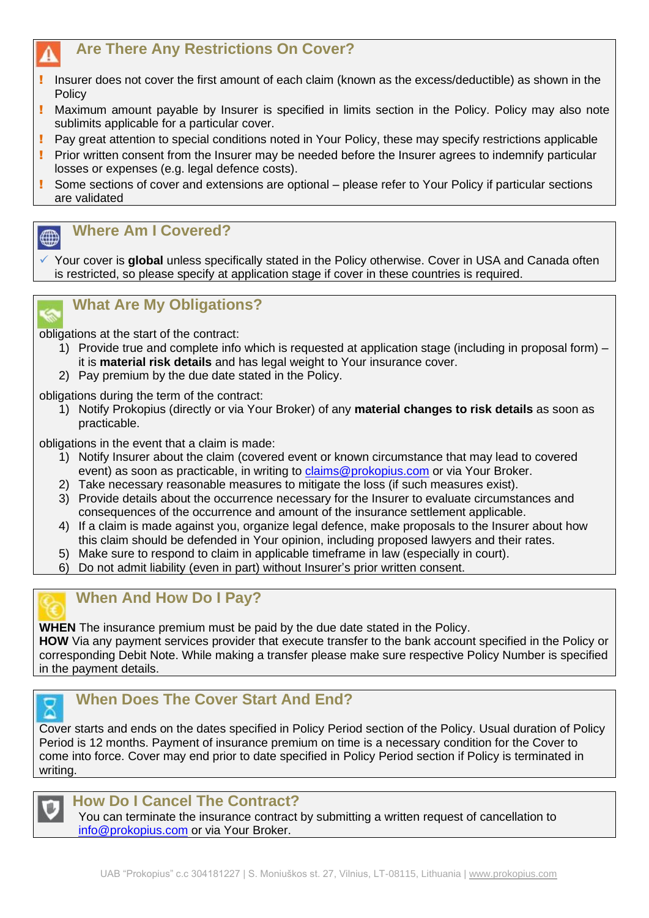## Are There Any Restrictions On Cover?

- ! Insurer does not cover the first amount of each claim (known as the excess/deductible) as shown in the Policy
- ! Maximum amount payable by Insurer is specified in limits section in the Policy. Policy may also note sublimits applicable for a particular cover.
- ! Pay great attention to special conditions noted in Your Policy, these may specify restrictions applicable
- ! Prior written consent from the Insurer may be needed before the Insurer agrees to indemnify particular losses or expenses (e.g. legal defence costs).
- ! Some sections of cover and extensions are optional – please refer to Your Policy if particular sections are validated

## Where Am I Covered?

- ✓ Your cover is **global** unless specifically stated in the Policy otherwise. Cover in USA and Canada often is restricted, so please specify at application stage if cover in these countries is required.

## What Are My Obligations?

obligations at the start of the contract:

1) Provide true and complete info which is requested at application stage (including in proposal form) – it is **material risk details** and has legal weight to Your insurance cover.
2) Pay premium by the due date stated in the Policy.

obligations during the term of the contract:

1) Notify Prokopius (directly or via Your Broker) of any **material changes to risk details** as soon as practicable.

obligations in the event that a claim is made:

1) Notify Insurer about the claim (covered event or known circumstance that may lead to covered event) as soon as practicable, in writing to claims@prokopius.com or via Your Broker.
2) Take necessary reasonable measures to mitigate the loss (if such measures exist).
3) Provide details about the occurrence necessary for the Insurer to evaluate circumstances and consequences of the occurrence and amount of the insurance settlement applicable.
4) If a claim is made against you, organize legal defence, make proposals to the Insurer about how this claim should be defended in Your opinion, including proposed lawyers and their rates.
5) Make sure to respond to claim in applicable timeframe in law (especially in court).
6) Do not admit liability (even in part) without Insurer's prior written consent.

## When And How Do I Pay?

**WHEN** The insurance premium must be paid by the due date stated in the Policy.
**HOW** Via any payment services provider that execute transfer to the bank account specified in the Policy or corresponding Debit Note. While making a transfer please make sure respective Policy Number is specified in the payment details.

## When Does The Cover Start And End?

Cover starts and ends on the dates specified in Policy Period section of the Policy. Usual duration of Policy Period is 12 months. Payment of insurance premium on time is a necessary condition for the Cover to come into force. Cover may end prior to date specified in Policy Period section if Policy is terminated in writing.

## How Do I Cancel The Contract?

You can terminate the insurance contract by submitting a written request of cancellation to info@prokopius.com or via Your Broker.

UAB "Prokopius" c.c 304181227 | S. Moniuškos st. 27, Vilnius, LT-08115, Lithuania | www.prokopius.com